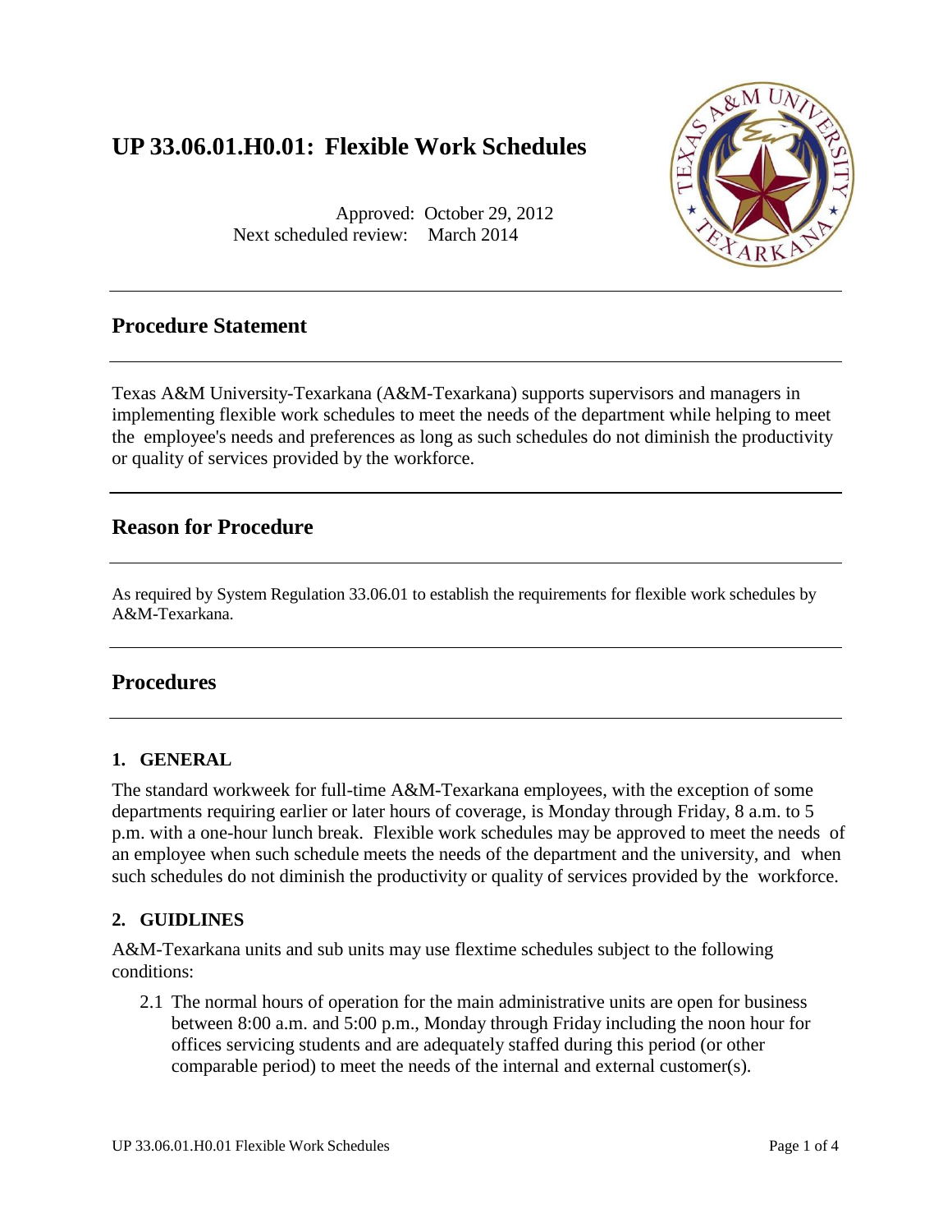# UP 33.06.01.H0.01: Flexible Work Schedules

Approved: October 29, 2012
Next scheduled review: March 2014

## Procedure Statement

Texas A&M University-Texarkana (A&M-Texarkana) supports supervisors and managers in implementing flexible work schedules to meet the needs of the department while helping to meet the employee's needs and preferences as long as such schedules do not diminish the productivity or quality of services provided by the workforce.

## Reason for Procedure

As required by System Regulation 33.06.01 to establish the requirements for flexible work schedules by A&M-Texarkana.

## Procedures

### 1. GENERAL

The standard workweek for full-time A&M-Texarkana employees, with the exception of some departments requiring earlier or later hours of coverage, is Monday through Friday, 8 a.m. to 5 p.m. with a one-hour lunch break. Flexible work schedules may be approved to meet the needs of an employee when such schedule meets the needs of the department and the university, and when such schedules do not diminish the productivity or quality of services provided by the workforce.

### 2. GUIDLINES

A&M-Texarkana units and sub units may use flextime schedules subject to the following conditions:

2.1 The normal hours of operation for the main administrative units are open for business between 8:00 a.m. and 5:00 p.m., Monday through Friday including the noon hour for offices servicing students and are adequately staffed during this period (or other comparable period) to meet the needs of the internal and external customer(s).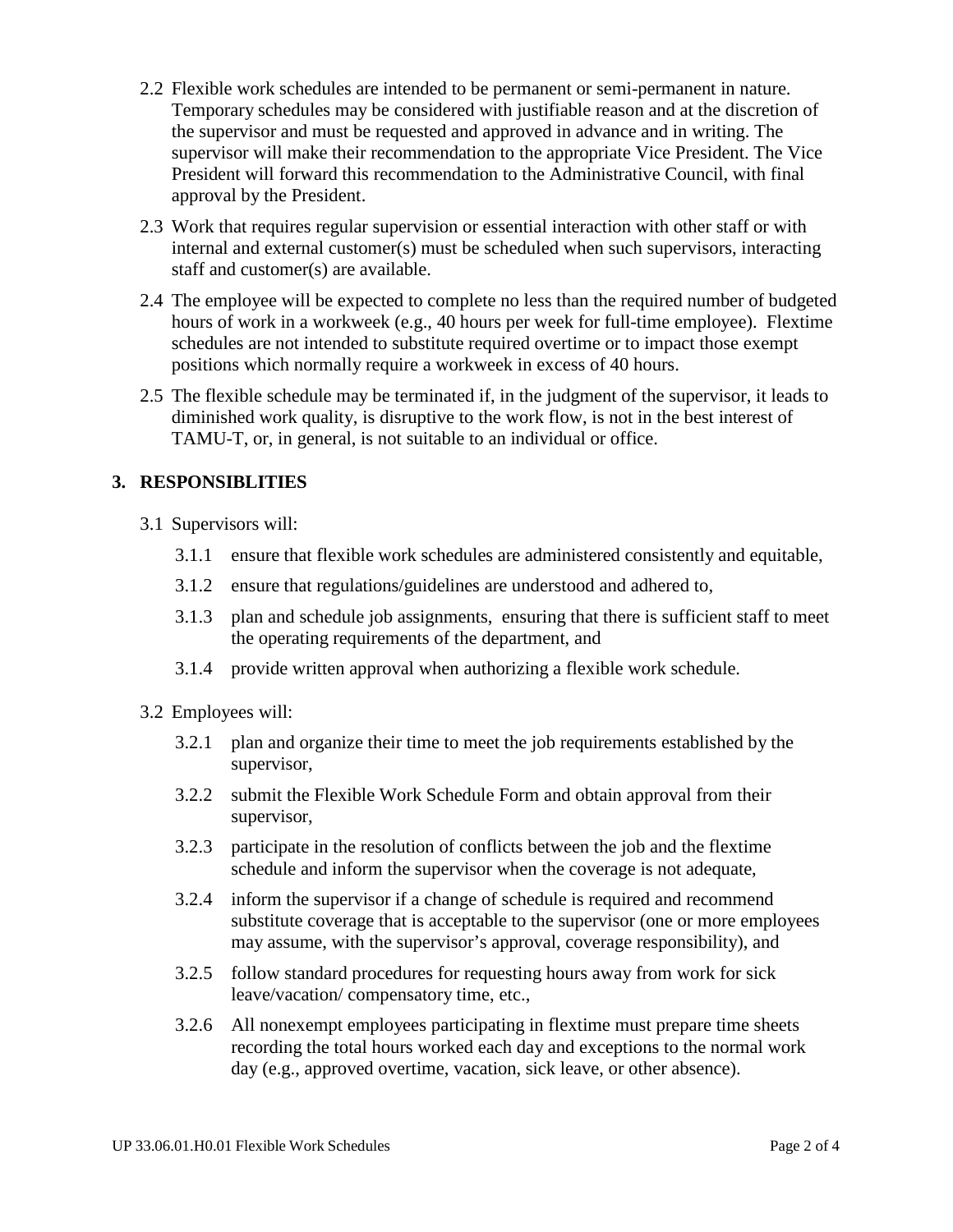2.2 Flexible work schedules are intended to be permanent or semi-permanent in nature. Temporary schedules may be considered with justifiable reason and at the discretion of the supervisor and must be requested and approved in advance and in writing. The supervisor will make their recommendation to the appropriate Vice President. The Vice President will forward this recommendation to the Administrative Council, with final approval by the President.

2.3 Work that requires regular supervision or essential interaction with other staff or with internal and external customer(s) must be scheduled when such supervisors, interacting staff and customer(s) are available.

2.4 The employee will be expected to complete no less than the required number of budgeted hours of work in a workweek (e.g., 40 hours per week for full-time employee). Flextime schedules are not intended to substitute required overtime or to impact those exempt positions which normally require a workweek in excess of 40 hours.

2.5 The flexible schedule may be terminated if, in the judgment of the supervisor, it leads to diminished work quality, is disruptive to the work flow, is not in the best interest of TAMU-T, or, in general, is not suitable to an individual or office.

## 3. RESPONSIBLITIES

3.1 Supervisors will:

- 3.1.1 ensure that flexible work schedules are administered consistently and equitable,
- 3.1.2 ensure that regulations/guidelines are understood and adhered to,
- 3.1.3 plan and schedule job assignments, ensuring that there is sufficient staff to meet the operating requirements of the department, and
- 3.1.4 provide written approval when authorizing a flexible work schedule.

3.2 Employees will:

- 3.2.1 plan and organize their time to meet the job requirements established by the supervisor,
- 3.2.2 submit the Flexible Work Schedule Form and obtain approval from their supervisor,
- 3.2.3 participate in the resolution of conflicts between the job and the flextime schedule and inform the supervisor when the coverage is not adequate,
- 3.2.4 inform the supervisor if a change of schedule is required and recommend substitute coverage that is acceptable to the supervisor (one or more employees may assume, with the supervisor's approval, coverage responsibility), and
- 3.2.5 follow standard procedures for requesting hours away from work for sick leave/vacation/ compensatory time, etc.,
- 3.2.6 All nonexempt employees participating in flextime must prepare time sheets recording the total hours worked each day and exceptions to the normal work day (e.g., approved overtime, vacation, sick leave, or other absence).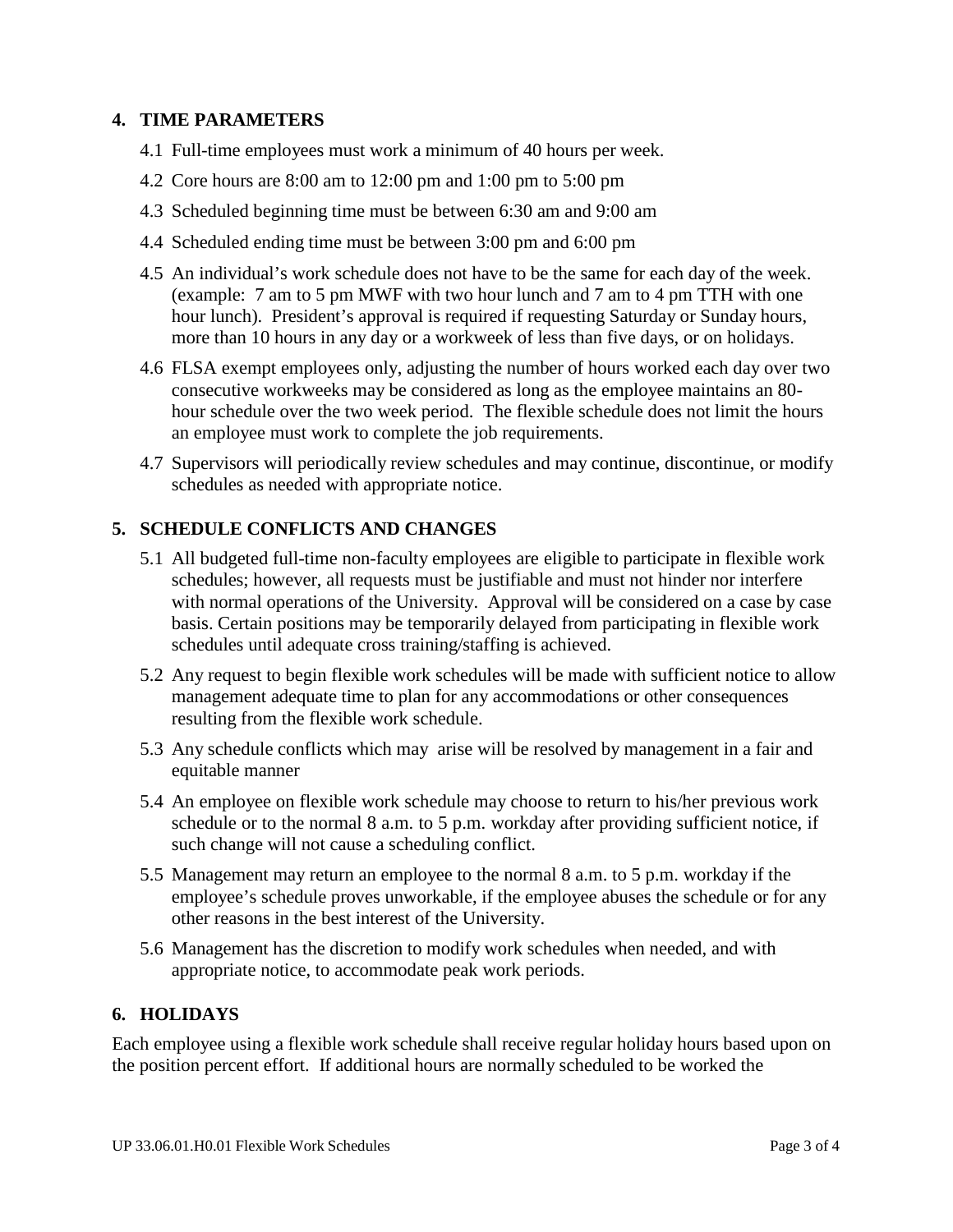## 4. TIME PARAMETERS

4.1 Full-time employees must work a minimum of 40 hours per week.

4.2 Core hours are 8:00 am to 12:00 pm and 1:00 pm to 5:00 pm

4.3 Scheduled beginning time must be between 6:30 am and 9:00 am

4.4 Scheduled ending time must be between 3:00 pm and 6:00 pm

4.5 An individual's work schedule does not have to be the same for each day of the week. (example: 7 am to 5 pm MWF with two hour lunch and 7 am to 4 pm TTH with one hour lunch). President's approval is required if requesting Saturday or Sunday hours, more than 10 hours in any day or a workweek of less than five days, or on holidays.

4.6 FLSA exempt employees only, adjusting the number of hours worked each day over two consecutive workweeks may be considered as long as the employee maintains an 80-hour schedule over the two week period. The flexible schedule does not limit the hours an employee must work to complete the job requirements.

4.7 Supervisors will periodically review schedules and may continue, discontinue, or modify schedules as needed with appropriate notice.

## 5. SCHEDULE CONFLICTS AND CHANGES

5.1 All budgeted full-time non-faculty employees are eligible to participate in flexible work schedules; however, all requests must be justifiable and must not hinder nor interfere with normal operations of the University. Approval will be considered on a case by case basis. Certain positions may be temporarily delayed from participating in flexible work schedules until adequate cross training/staffing is achieved.

5.2 Any request to begin flexible work schedules will be made with sufficient notice to allow management adequate time to plan for any accommodations or other consequences resulting from the flexible work schedule.

5.3 Any schedule conflicts which may arise will be resolved by management in a fair and equitable manner

5.4 An employee on flexible work schedule may choose to return to his/her previous work schedule or to the normal 8 a.m. to 5 p.m. workday after providing sufficient notice, if such change will not cause a scheduling conflict.

5.5 Management may return an employee to the normal 8 a.m. to 5 p.m. workday if the employee's schedule proves unworkable, if the employee abuses the schedule or for any other reasons in the best interest of the University.

5.6 Management has the discretion to modify work schedules when needed, and with appropriate notice, to accommodate peak work periods.

## 6. HOLIDAYS

Each employee using a flexible work schedule shall receive regular holiday hours based upon on the position percent effort. If additional hours are normally scheduled to be worked the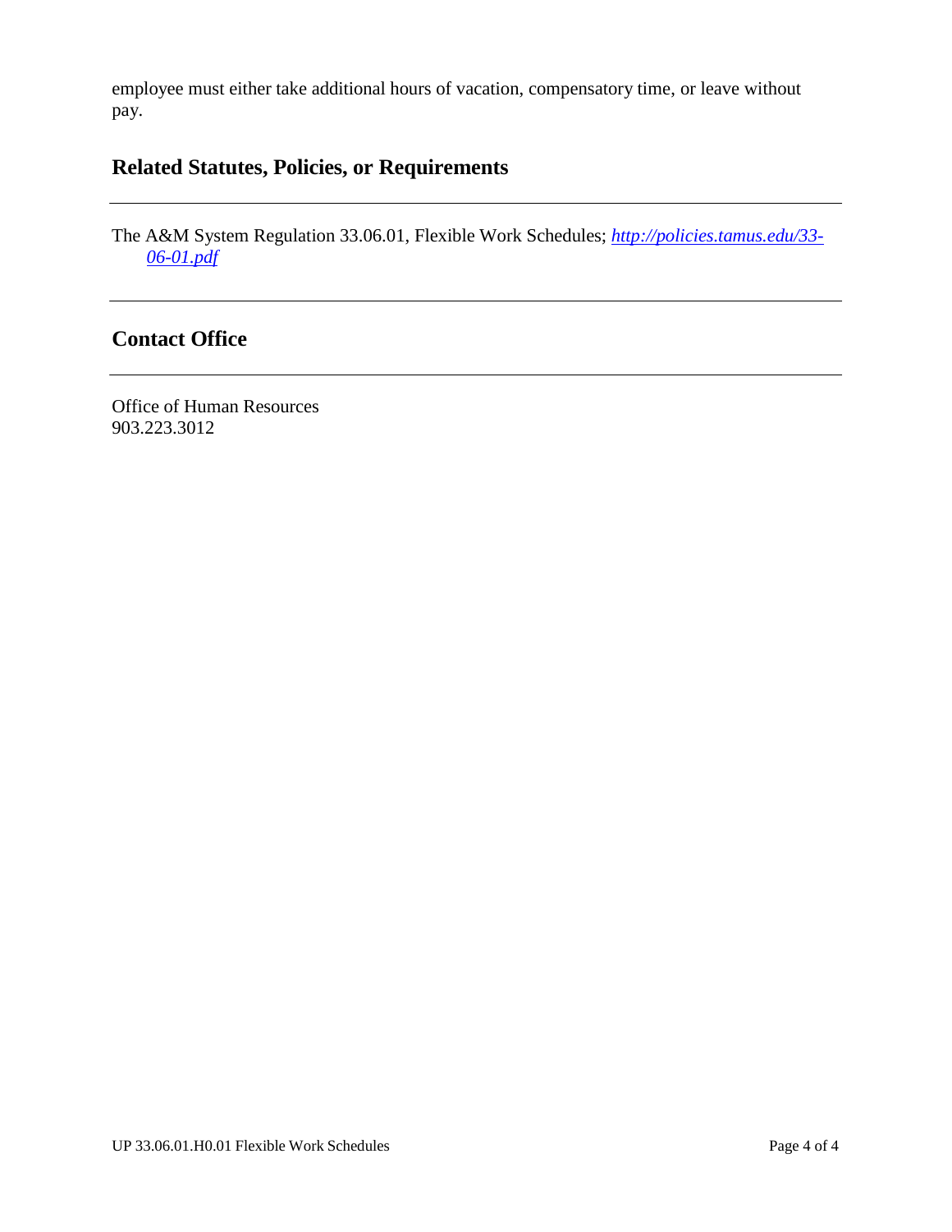employee must either take additional hours of vacation, compensatory time, or leave without pay.

## Related Statutes, Policies, or Requirements

---

The A&M System Regulation 33.06.01, Flexible Work Schedules; *[http://policies.tamus.edu/33-06-01.pdf](http://policies.tamus.edu/33-06-01.pdf)*

---

## Contact Office

---

Office of Human Resources
903.223.3012